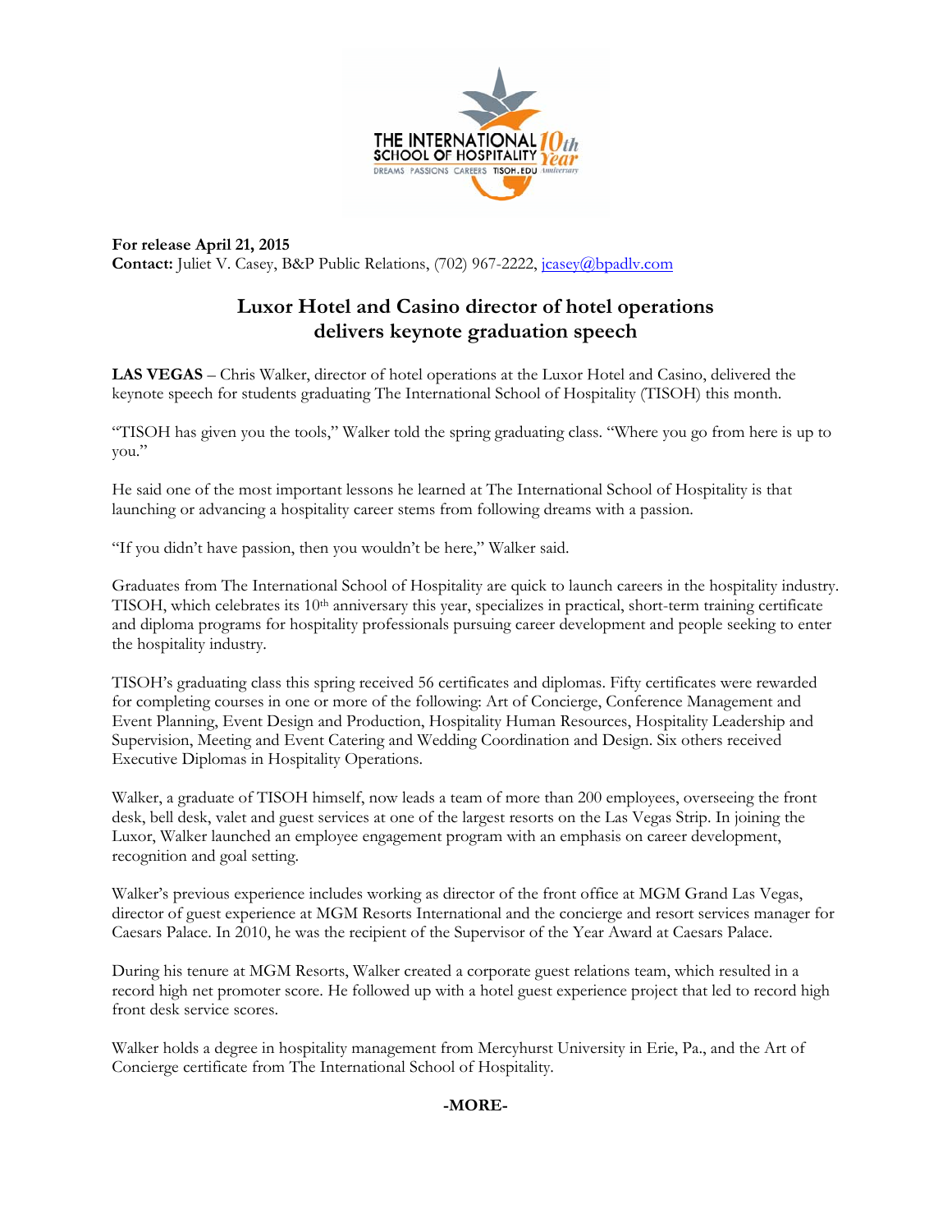**For release April 21, 2015**
**Contact:** Juliet V. Casey, B&P Public Relations, (702) 967-2222, jcasey@bpadlv.com

# Luxor Hotel and Casino director of hotel operations delivers keynote graduation speech

**LAS VEGAS** – Chris Walker, director of hotel operations at the Luxor Hotel and Casino, delivered the keynote speech for students graduating The International School of Hospitality (TISOH) this month.

"TISOH has given you the tools," Walker told the spring graduating class. "Where you go from here is up to you."

He said one of the most important lessons he learned at The International School of Hospitality is that launching or advancing a hospitality career stems from following dreams with a passion.

"If you didn't have passion, then you wouldn't be here," Walker said.

Graduates from The International School of Hospitality are quick to launch careers in the hospitality industry. TISOH, which celebrates its 10th anniversary this year, specializes in practical, short-term training certificate and diploma programs for hospitality professionals pursuing career development and people seeking to enter the hospitality industry.

TISOH's graduating class this spring received 56 certificates and diplomas. Fifty certificates were rewarded for completing courses in one or more of the following: Art of Concierge, Conference Management and Event Planning, Event Design and Production, Hospitality Human Resources, Hospitality Leadership and Supervision, Meeting and Event Catering and Wedding Coordination and Design. Six others received Executive Diplomas in Hospitality Operations.

Walker, a graduate of TISOH himself, now leads a team of more than 200 employees, overseeing the front desk, bell desk, valet and guest services at one of the largest resorts on the Las Vegas Strip. In joining the Luxor, Walker launched an employee engagement program with an emphasis on career development, recognition and goal setting.

Walker's previous experience includes working as director of the front office at MGM Grand Las Vegas, director of guest experience at MGM Resorts International and the concierge and resort services manager for Caesars Palace. In 2010, he was the recipient of the Supervisor of the Year Award at Caesars Palace.

During his tenure at MGM Resorts, Walker created a corporate guest relations team, which resulted in a record high net promoter score. He followed up with a hotel guest experience project that led to record high front desk service scores.

Walker holds a degree in hospitality management from Mercyhurst University in Erie, Pa., and the Art of Concierge certificate from The International School of Hospitality.

**-MORE-**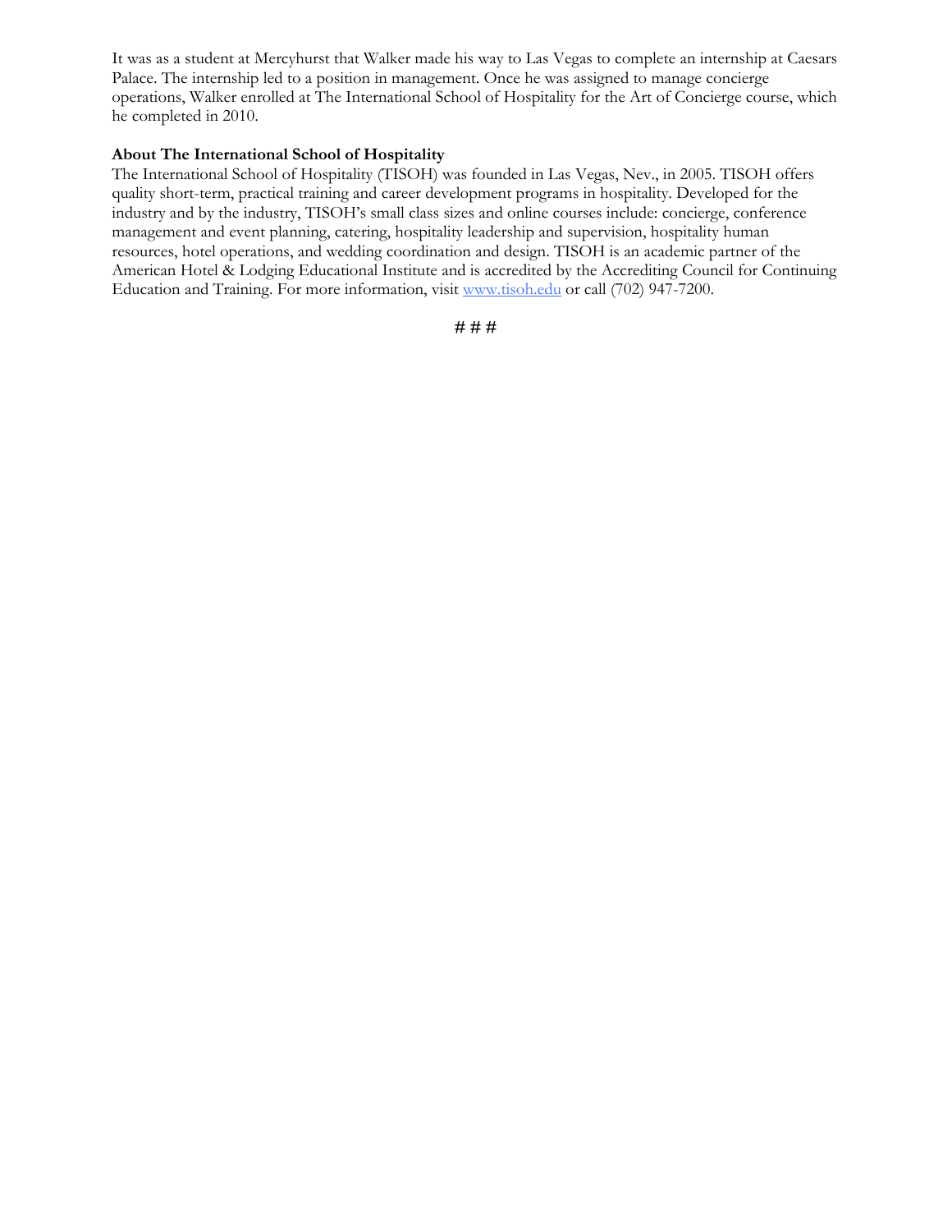It was as a student at Mercyhurst that Walker made his way to Las Vegas to complete an internship at Caesars Palace. The internship led to a position in management. Once he was assigned to manage concierge operations, Walker enrolled at The International School of Hospitality for the Art of Concierge course, which he completed in 2010.

**About The International School of Hospitality**

The International School of Hospitality (TISOH) was founded in Las Vegas, Nev., in 2005. TISOH offers quality short-term, practical training and career development programs in hospitality. Developed for the industry and by the industry, TISOH's small class sizes and online courses include: concierge, conference management and event planning, catering, hospitality leadership and supervision, hospitality human resources, hotel operations, and wedding coordination and design. TISOH is an academic partner of the American Hotel & Lodging Educational Institute and is accredited by the Accrediting Council for Continuing Education and Training. For more information, visit www.tisoh.edu or call (702) 947-7200.

# # #